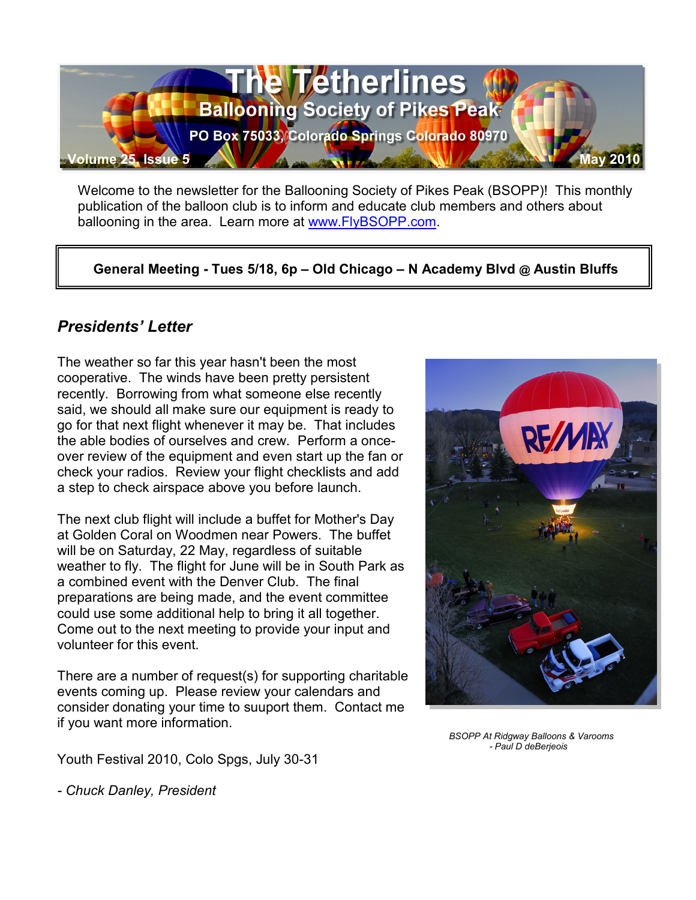# The Tetherlines

## Ballooning Society of Pikes Peak

PO Box 75033, Colorado Springs Colorado 80970

Volume 25, Issue 5 — May 2010

Welcome to the newsletter for the Ballooning Society of Pikes Peak (BSOPP)! This monthly publication of the balloon club is to inform and educate club members and others about ballooning in the area. Learn more at [www.FlyBSOPP.com](http://www.FlyBSOPP.com).

**General Meeting - Tues 5/18, 6p – Old Chicago – N Academy Blvd @ Austin Bluffs**

## *Presidents' Letter*

The weather so far this year hasn't been the most cooperative. The winds have been pretty persistent recently. Borrowing from what someone else recently said, we should all make sure our equipment is ready to go for that next flight whenever it may be. That includes the able bodies of ourselves and crew. Perform a once-over review of the equipment and even start up the fan or check your radios. Review your flight checklists and add a step to check airspace above you before launch.

The next club flight will include a buffet for Mother's Day at Golden Coral on Woodmen near Powers. The buffet will be on Saturday, 22 May, regardless of suitable weather to fly. The flight for June will be in South Park as a combined event with the Denver Club. The final preparations are being made, and the event committee could use some additional help to bring it all together. Come out to the next meeting to provide your input and volunteer for this event.

There are a number of request(s) for supporting charitable events coming up. Please review your calendars and consider donating your time to suuport them. Contact me if you want more information.

Youth Festival 2010, Colo Spgs, July 30-31

*- Chuck Danley, President*

*BSOPP At Ridgway Balloons & Varooms - Paul D deBerjeois*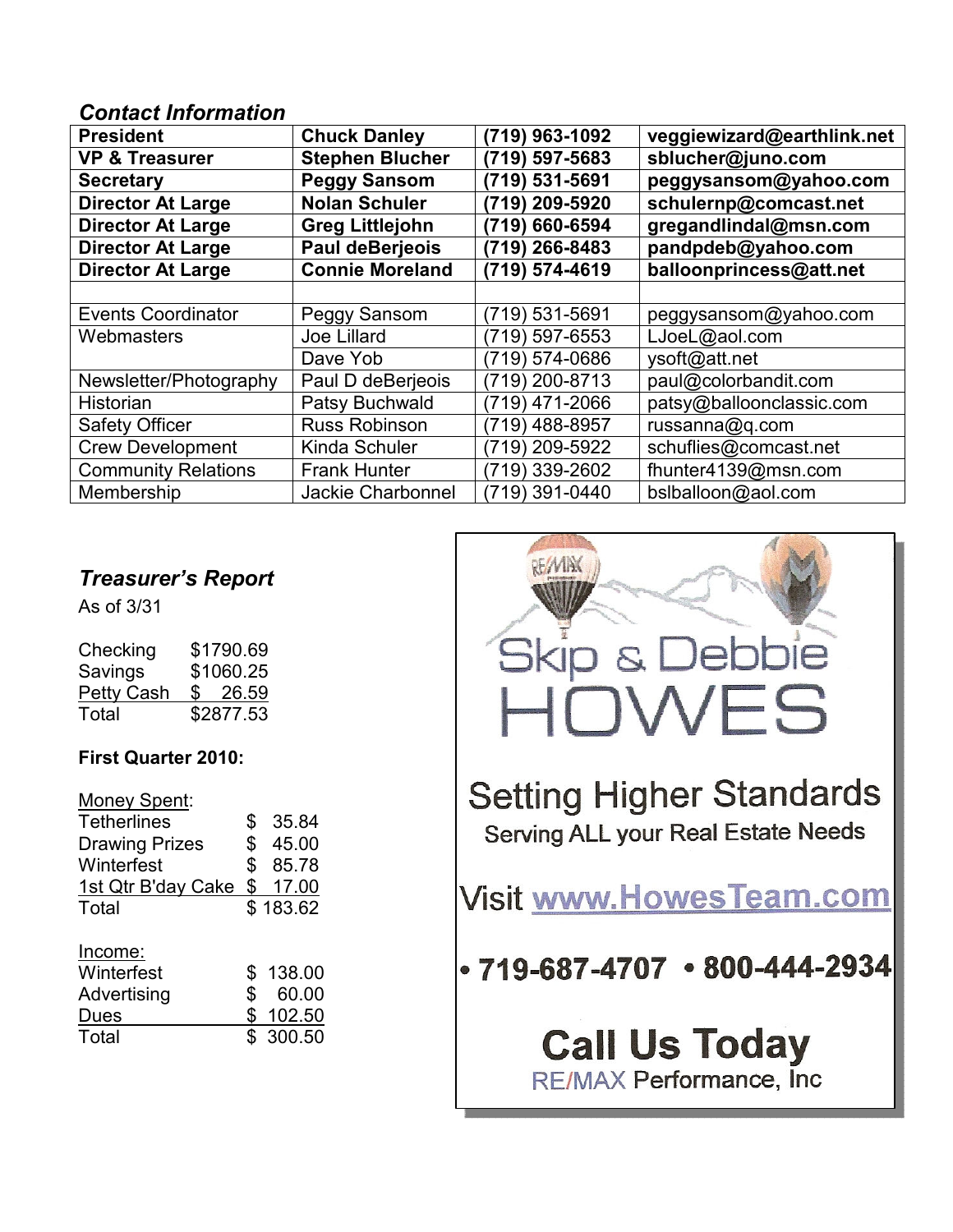### *Contact Information*

| **President** | **Chuck Danley** | **(719) 963-1092** | **veggiewizard@earthlink.net** |
|---|---|---|---|
| **VP & Treasurer** | **Stephen Blucher** | **(719) 597-5683** | **sblucher@juno.com** |
| **Secretary** | **Peggy Sansom** | **(719) 531-5691** | **peggysansom@yahoo.com** |
| **Director At Large** | **Nolan Schuler** | **(719) 209-5920** | **schulernp@comcast.net** |
| **Director At Large** | **Greg Littlejohn** | **(719) 660-6594** | **gregandlindal@msn.com** |
| **Director At Large** | **Paul deBerjeois** | **(719) 266-8483** | **pandpdeb@yahoo.com** |
| **Director At Large** | **Connie Moreland** | **(719) 574-4619** | **balloonprincess@att.net** |
| | | | |
| Events Coordinator | Peggy Sansom | (719) 531-5691 | peggysansom@yahoo.com |
| Webmasters | Joe Lillard | (719) 597-6553 | LJoeL@aol.com |
| | Dave Yob | (719) 574-0686 | ysoft@att.net |
| Newsletter/Photography | Paul D deBerjeois | (719) 200-8713 | paul@colorbandit.com |
| Historian | Patsy Buchwald | (719) 471-2066 | patsy@balloonclassic.com |
| Safety Officer | Russ Robinson | (719) 488-8957 | russanna@q.com |
| Crew Development | Kinda Schuler | (719) 209-5922 | schuflies@comcast.net |
| Community Relations | Frank Hunter | (719) 339-2602 | fhunter4139@msn.com |
| Membership | Jackie Charbonnel | (719) 391-0440 | bslballoon@aol.com |

### *Treasurer's Report*

As of 3/31

| | |
|---|---|
| Checking | \$1790.69 |
| Savings | \$1060.25 |
| Petty Cash | \$ 26.59 |
| Total | \$2877.53 |

**First Quarter 2010:**

| Money Spent: | |
|---|---|
| Tetherlines | \$ 35.84 |
| Drawing Prizes | \$ 45.00 |
| Winterfest | \$ 85.78 |
| 1st Qtr B'day Cake | \$ 17.00 |
| Total | \$ 183.62 |

| Income: | |
|---|---|
| Winterfest | \$ 138.00 |
| Advertising | \$ 60.00 |
| Dues | \$ 102.50 |
| Total | \$ 300.50 |

Skip & Debbie
HOWES

Setting Higher Standards

Serving ALL your Real Estate Needs

Visit www.HowesTeam.com

• 719-687-4707 • 800-444-2934

**Call Us Today**

RE/MAX Performance, Inc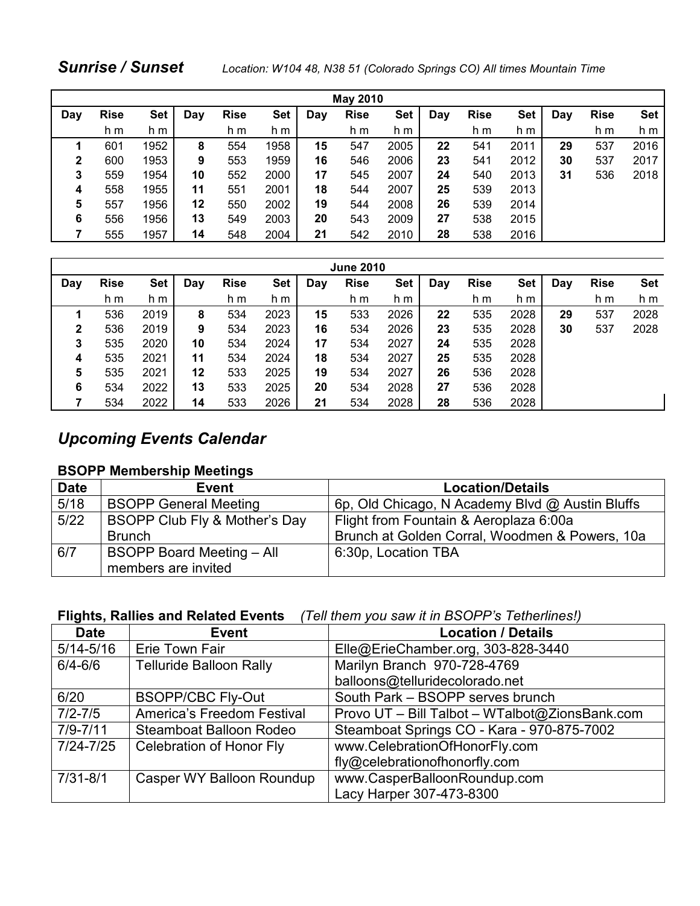## *Sunrise / Sunset*

*Location: W104 48, N38 51 (Colorado Springs CO) All times Mountain Time*

| May 2010 | | | | | | | | | | | | | | |
|---|---|---|---|---|---|---|---|---|---|---|---|---|---|---|
| **Day** | **Rise** | **Set** | **Day** | **Rise** | **Set** | **Day** | **Rise** | **Set** | **Day** | **Rise** | **Set** | **Day** | **Rise** | **Set** |
| | h m | h m | | h m | h m | | h m | h m | | h m | h m | | h m | h m |
| **1** | 601 | 1952 | **8** | 554 | 1958 | **15** | 547 | 2005 | **22** | 541 | 2011 | **29** | 537 | 2016 |
| **2** | 600 | 1953 | **9** | 553 | 1959 | **16** | 546 | 2006 | **23** | 541 | 2012 | **30** | 537 | 2017 |
| **3** | 559 | 1954 | **10** | 552 | 2000 | **17** | 545 | 2007 | **24** | 540 | 2013 | **31** | 536 | 2018 |
| **4** | 558 | 1955 | **11** | 551 | 2001 | **18** | 544 | 2007 | **25** | 539 | 2013 | | | |
| **5** | 557 | 1956 | **12** | 550 | 2002 | **19** | 544 | 2008 | **26** | 539 | 2014 | | | |
| **6** | 556 | 1956 | **13** | 549 | 2003 | **20** | 543 | 2009 | **27** | 538 | 2015 | | | |
| **7** | 555 | 1957 | **14** | 548 | 2004 | **21** | 542 | 2010 | **28** | 538 | 2016 | | | |

| June 2010 | | | | | | | | | | | | | | |
|---|---|---|---|---|---|---|---|---|---|---|---|---|---|---|
| **Day** | **Rise** | **Set** | **Day** | **Rise** | **Set** | **Day** | **Rise** | **Set** | **Day** | **Rise** | **Set** | **Day** | **Rise** | **Set** |
| | h m | h m | | h m | h m | | h m | h m | | h m | h m | | h m | h m |
| **1** | 536 | 2019 | **8** | 534 | 2023 | **15** | 533 | 2026 | **22** | 535 | 2028 | **29** | 537 | 2028 |
| **2** | 536 | 2019 | **9** | 534 | 2023 | **16** | 534 | 2026 | **23** | 535 | 2028 | **30** | 537 | 2028 |
| **3** | 535 | 2020 | **10** | 534 | 2024 | **17** | 534 | 2027 | **24** | 535 | 2028 | | | |
| **4** | 535 | 2021 | **11** | 534 | 2024 | **18** | 534 | 2027 | **25** | 535 | 2028 | | | |
| **5** | 535 | 2021 | **12** | 533 | 2025 | **19** | 534 | 2027 | **26** | 536 | 2028 | | | |
| **6** | 534 | 2022 | **13** | 533 | 2025 | **20** | 534 | 2028 | **27** | 536 | 2028 | | | |
| **7** | 534 | 2022 | **14** | 533 | 2026 | **21** | 534 | 2028 | **28** | 536 | 2028 | | | |

## *Upcoming Events Calendar*

### BSOPP Membership Meetings

| Date | Event | Location/Details |
|---|---|---|
| 5/18 | BSOPP General Meeting | 6p, Old Chicago, N Academy Blvd @ Austin Bluffs |
| 5/22 | BSOPP Club Fly & Mother's Day Brunch | Flight from Fountain & Aeroplaza 6:00a<br>Brunch at Golden Corral, Woodmen & Powers, 10a |
| 6/7 | BSOPP Board Meeting – All members are invited | 6:30p, Location TBA |

### Flights, Rallies and Related Events *(Tell them you saw it in BSOPP's Tetherlines!)*

| Date | Event | Location / Details |
|---|---|---|
| 5/14-5/16 | Erie Town Fair | Elle@ErieChamber.org, 303-828-3440 |
| 6/4-6/6 | Telluride Balloon Rally | Marilyn Branch 970-728-4769<br>balloons@telluridecolorado.net |
| 6/20 | BSOPP/CBC Fly-Out | South Park – BSOPP serves brunch |
| 7/2-7/5 | America's Freedom Festival | Provo UT – Bill Talbot – WTalbot@ZionsBank.com |
| 7/9-7/11 | Steamboat Balloon Rodeo | Steamboat Springs CO - Kara - 970-875-7002 |
| 7/24-7/25 | Celebration of Honor Fly | www.CelebrationOfHonorFly.com<br>fly@celebrationofhonorfly.com |
| 7/31-8/1 | Casper WY Balloon Roundup | www.CasperBalloonRoundup.com<br>Lacy Harper 307-473-8300 |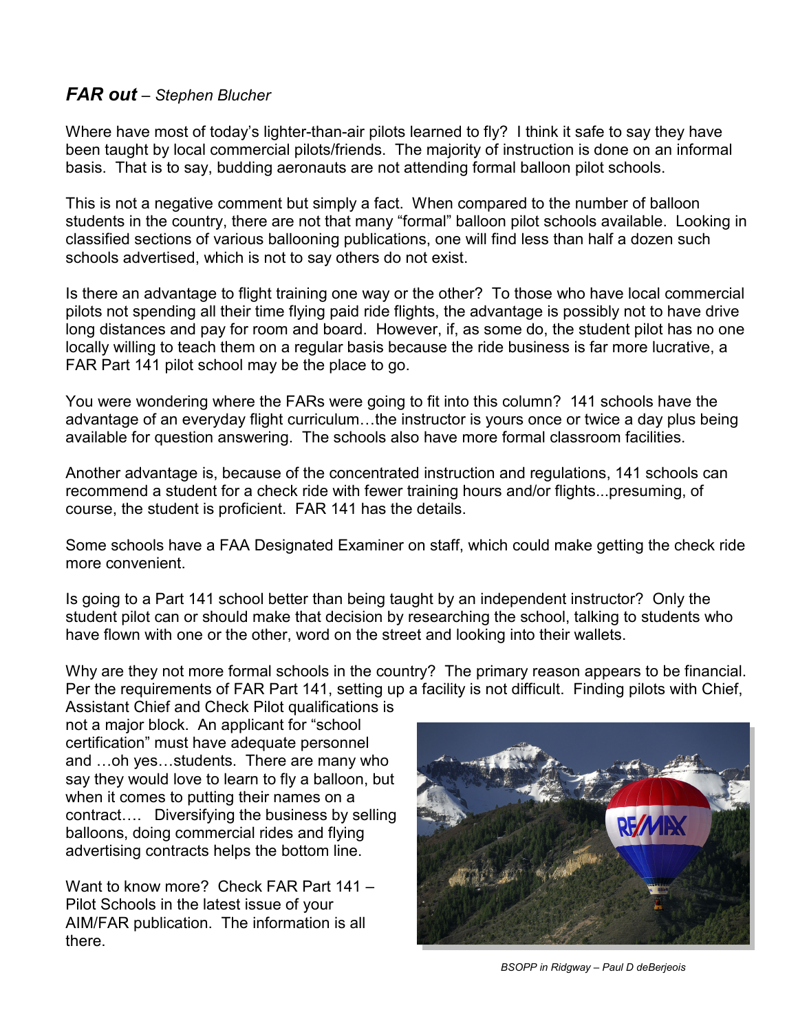## ***FAR out*** – *Stephen Blucher*

Where have most of today's lighter-than-air pilots learned to fly? I think it safe to say they have been taught by local commercial pilots/friends. The majority of instruction is done on an informal basis. That is to say, budding aeronauts are not attending formal balloon pilot schools.

This is not a negative comment but simply a fact. When compared to the number of balloon students in the country, there are not that many "formal" balloon pilot schools available. Looking in classified sections of various ballooning publications, one will find less than half a dozen such schools advertised, which is not to say others do not exist.

Is there an advantage to flight training one way or the other? To those who have local commercial pilots not spending all their time flying paid ride flights, the advantage is possibly not to have drive long distances and pay for room and board. However, if, as some do, the student pilot has no one locally willing to teach them on a regular basis because the ride business is far more lucrative, a FAR Part 141 pilot school may be the place to go.

You were wondering where the FARs were going to fit into this column? 141 schools have the advantage of an everyday flight curriculum…the instructor is yours once or twice a day plus being available for question answering. The schools also have more formal classroom facilities.

Another advantage is, because of the concentrated instruction and regulations, 141 schools can recommend a student for a check ride with fewer training hours and/or flights...presuming, of course, the student is proficient. FAR 141 has the details.

Some schools have a FAA Designated Examiner on staff, which could make getting the check ride more convenient.

Is going to a Part 141 school better than being taught by an independent instructor? Only the student pilot can or should make that decision by researching the school, talking to students who have flown with one or the other, word on the street and looking into their wallets.

Why are they not more formal schools in the country? The primary reason appears to be financial. Per the requirements of FAR Part 141, setting up a facility is not difficult. Finding pilots with Chief, Assistant Chief and Check Pilot qualifications is not a major block. An applicant for "school certification" must have adequate personnel and …oh yes…students. There are many who say they would love to learn to fly a balloon, but when it comes to putting their names on a contract…. Diversifying the business by selling balloons, doing commercial rides and flying advertising contracts helps the bottom line.

Want to know more? Check FAR Part 141 – Pilot Schools in the latest issue of your AIM/FAR publication. The information is all there.

*BSOPP in Ridgway – Paul D deBerjeois*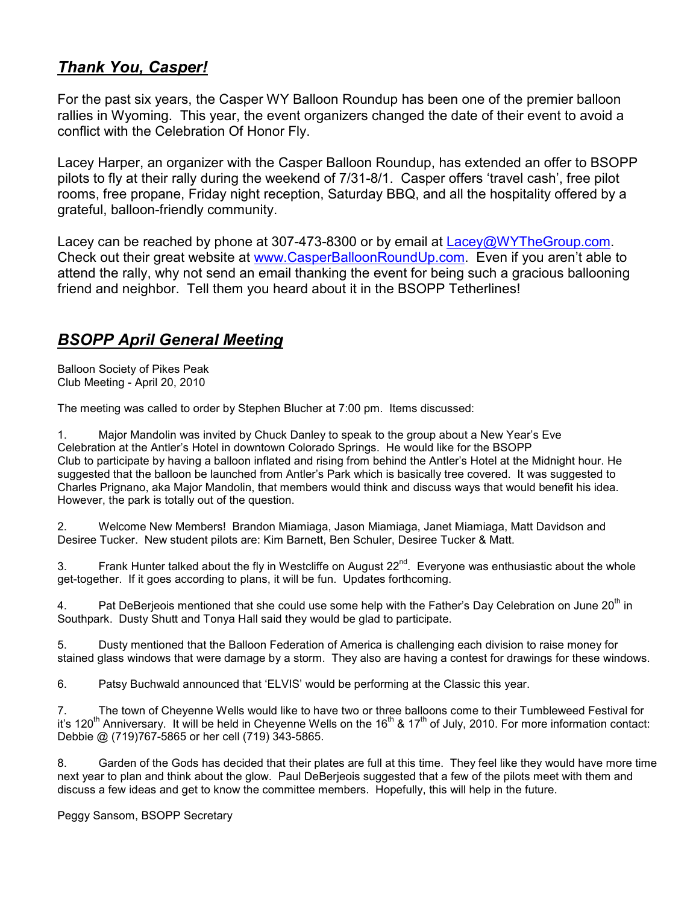## ***Thank You, Casper!***

For the past six years, the Casper WY Balloon Roundup has been one of the premier balloon rallies in Wyoming. This year, the event organizers changed the date of their event to avoid a conflict with the Celebration Of Honor Fly.

Lacey Harper, an organizer with the Casper Balloon Roundup, has extended an offer to BSOPP pilots to fly at their rally during the weekend of 7/31-8/1. Casper offers 'travel cash', free pilot rooms, free propane, Friday night reception, Saturday BBQ, and all the hospitality offered by a grateful, balloon-friendly community.

Lacey can be reached by phone at 307-473-8300 or by email at Lacey@WYTheGroup.com. Check out their great website at www.CasperBalloonRoundUp.com. Even if you aren't able to attend the rally, why not send an email thanking the event for being such a gracious ballooning friend and neighbor. Tell them you heard about it in the BSOPP Tetherlines!

## ***BSOPP April General Meeting***

Balloon Society of Pikes Peak
Club Meeting - April 20, 2010

The meeting was called to order by Stephen Blucher at 7:00 pm. Items discussed:

1. Major Mandolin was invited by Chuck Danley to speak to the group about a New Year's Eve Celebration at the Antler's Hotel in downtown Colorado Springs. He would like for the BSOPP Club to participate by having a balloon inflated and rising from behind the Antler's Hotel at the Midnight hour. He suggested that the balloon be launched from Antler's Park which is basically tree covered. It was suggested to Charles Prignano, aka Major Mandolin, that members would think and discuss ways that would benefit his idea. However, the park is totally out of the question.

2. Welcome New Members! Brandon Miamiaga, Jason Miamiaga, Janet Miamiaga, Matt Davidson and Desiree Tucker. New student pilots are: Kim Barnett, Ben Schuler, Desiree Tucker & Matt.

3. Frank Hunter talked about the fly in Westcliffe on August 22nd. Everyone was enthusiastic about the whole get-together. If it goes according to plans, it will be fun. Updates forthcoming.

4. Pat DeBerjeois mentioned that she could use some help with the Father's Day Celebration on June 20th in Southpark. Dusty Shutt and Tonya Hall said they would be glad to participate.

5. Dusty mentioned that the Balloon Federation of America is challenging each division to raise money for stained glass windows that were damage by a storm. They also are having a contest for drawings for these windows.

6. Patsy Buchwald announced that 'ELVIS' would be performing at the Classic this year.

7. The town of Cheyenne Wells would like to have two or three balloons come to their Tumbleweed Festival for it's 120th Anniversary. It will be held in Cheyenne Wells on the 16th & 17th of July, 2010. For more information contact: Debbie @ (719)767-5865 or her cell (719) 343-5865.

8. Garden of the Gods has decided that their plates are full at this time. They feel like they would have more time next year to plan and think about the glow. Paul DeBerjeois suggested that a few of the pilots meet with them and discuss a few ideas and get to know the committee members. Hopefully, this will help in the future.

Peggy Sansom, BSOPP Secretary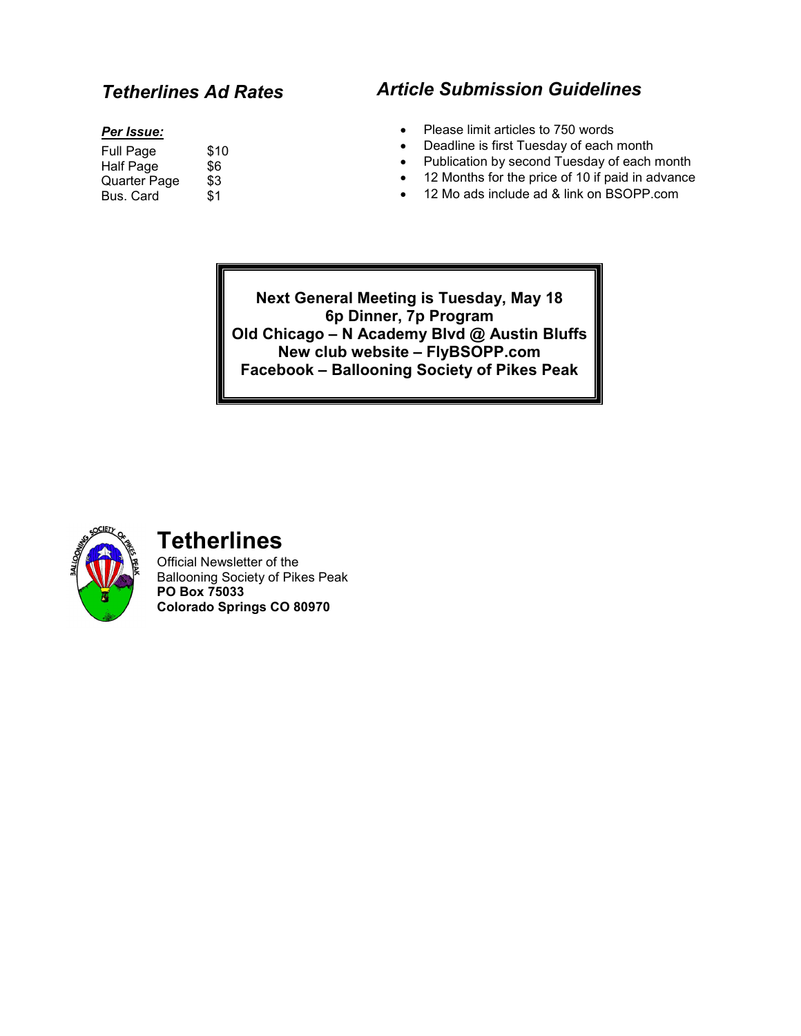## *Tetherlines Ad Rates*

***Per Issue:***

| | |
|---|---|
| Full Page | $10 |
| Half Page | $6 |
| Quarter Page | $3 |
| Bus. Card | $1 |

## *Article Submission Guidelines*

- Please limit articles to 750 words
- Deadline is first Tuesday of each month
- Publication by second Tuesday of each month
- 12 Months for the price of 10 if paid in advance
- 12 Mo ads include ad & link on BSOPP.com

**Next General Meeting is Tuesday, May 18**
**6p Dinner, 7p Program**
**Old Chicago – N Academy Blvd @ Austin Bluffs**
**New club website – FlyBSOPP.com**
**Facebook – Ballooning Society of Pikes Peak**

# Tetherlines

Official Newsletter of the
Ballooning Society of Pikes Peak
**PO Box 75033**
**Colorado Springs CO 80970**